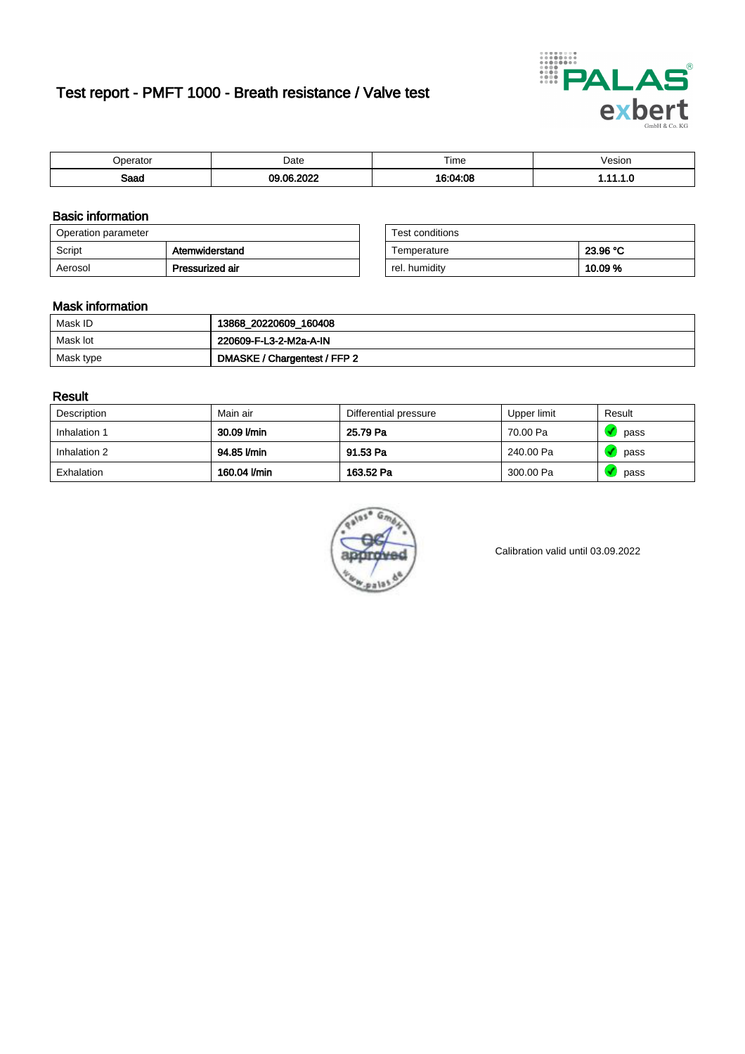# Test report - PMFT 1000 - Breath resistance / Valve test

| Operator | Date | Time | Vesion |
|---|---|---|---|
| **Saad** | **09.06.2022** | **16:04:08** | **1.11.1.0** |

## Basic information

| Operation parameter | |
|---|---|
| Script | **Atemwiderstand** |
| Aerosol | **Pressurized air** |

| Test conditions | |
|---|---|
| Temperature | **23.96 °C** |
| rel. humidity | **10.09 %** |

## Mask information

| | |
|---|---|
| Mask ID | **13868_20220609_160408** |
| Mask lot | **220609-F-L3-2-M2a-A-IN** |
| Mask type | **DMASKE / Chargentest / FFP 2** |

## Result

| Description | Main air | Differential pressure | Upper limit | Result |
|---|---|---|---|---|
| Inhalation 1 | **30.09 l/min** | **25.79 Pa** | 70.00 Pa | pass |
| Inhalation 2 | **94.85 l/min** | **91.53 Pa** | 240.00 Pa | pass |
| Exhalation | **160.04 l/min** | **163.52 Pa** | 300.00 Pa | pass |

Calibration valid until 03.09.2022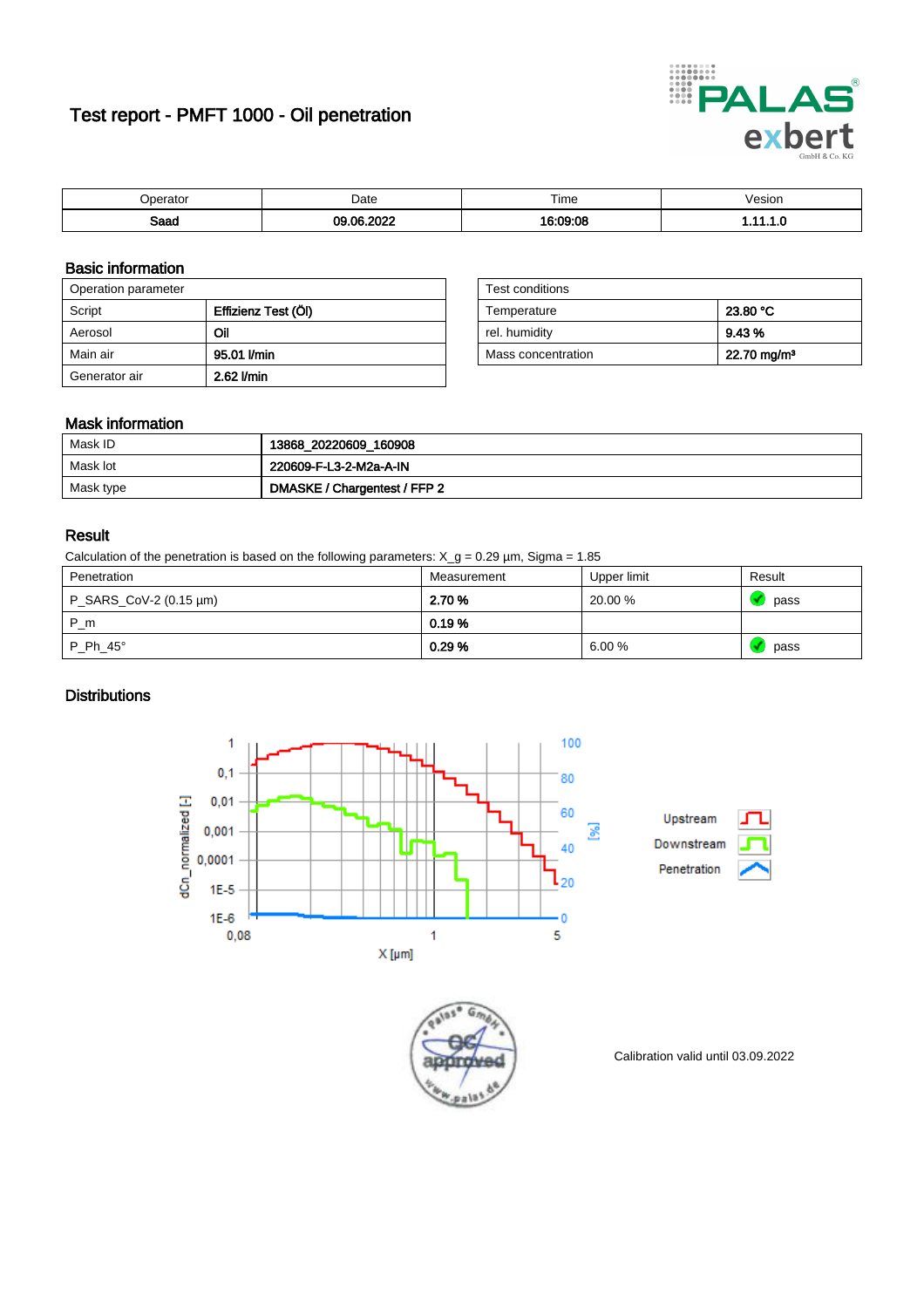# Test report - PMFT 1000 - Oil penetration

| Operator | Date | Time | Vesion |
|---|---|---|---|
| **Saad** | **09.06.2022** | **16:09:08** | **1.11.1.0** |

## Basic information

| Operation parameter | |
|---|---|
| Script | **Effizienz Test (Öl)** |
| Aerosol | **Oil** |
| Main air | **95.01 l/min** |
| Generator air | **2.62 l/min** |

| Test conditions | |
|---|---|
| Temperature | **23.80 °C** |
| rel. humidity | **9.43 %** |
| Mass concentration | **22.70 mg/m³** |

## Mask information

| | |
|---|---|
| Mask ID | **13868_20220609_160908** |
| Mask lot | **220609-F-L3-2-M2a-A-IN** |
| Mask type | **DMASKE / Chargentest / FFP 2** |

## Result

Calculation of the penetration is based on the following parameters: X_g = 0.29 µm, Sigma = 1.85

| Penetration | Measurement | Upper limit | Result |
|---|---|---|---|
| P_SARS_CoV-2 (0.15 µm) | **2.70 %** | 20.00 % | pass |
| P_m | **0.19 %** | | |
| P_Ph_45° | **0.29 %** | 6.00 % | pass |

## Distributions

dCn_normalized [-]
1
0,1
0,01
0,001
0,0001
1E-5
1E-6
0,08
1
5
X [µm]
[%]
100
80
60
40
20
0
Upstream
Downstream
Penetration

Calibration valid until 03.09.2022